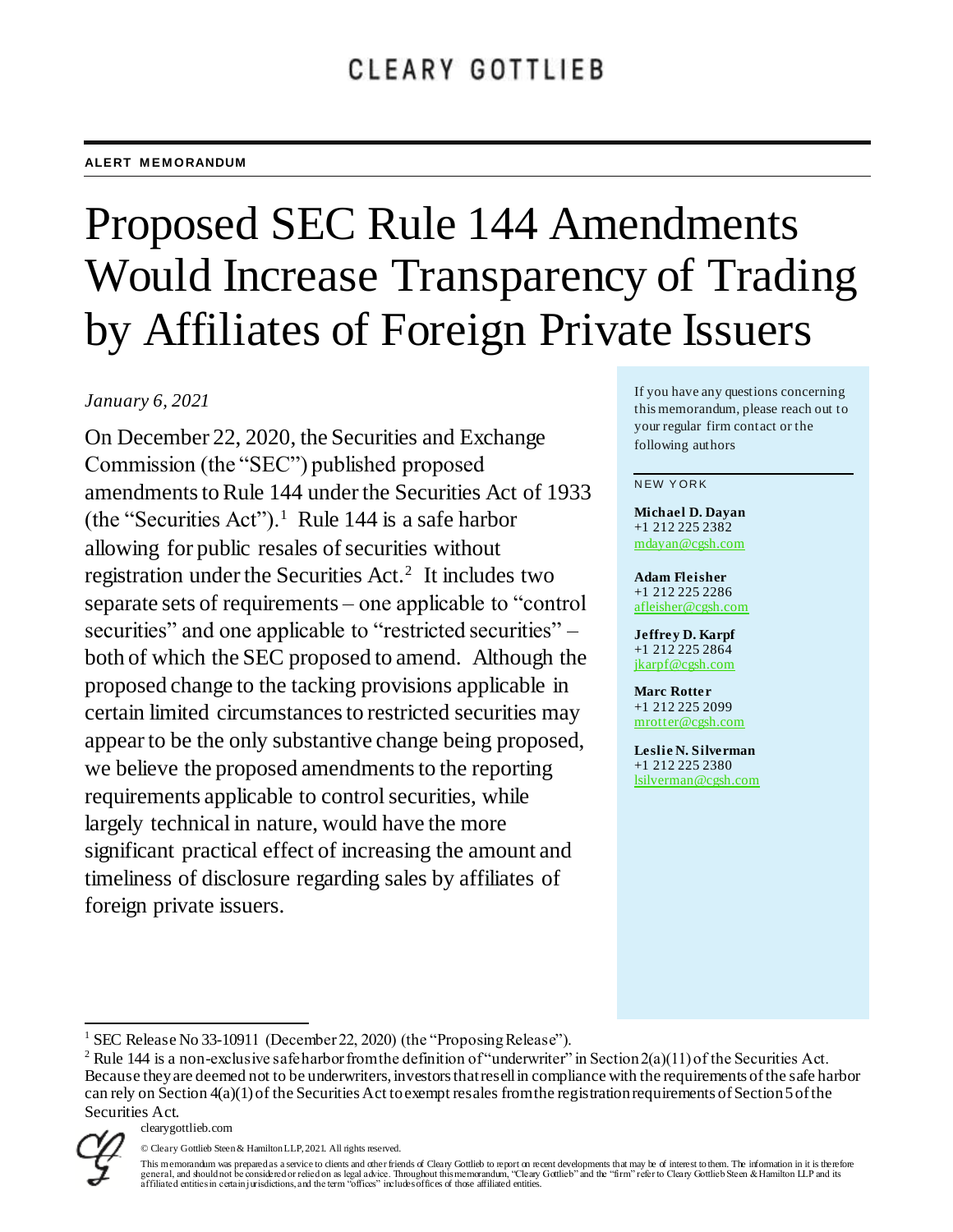CLEARY GOTTLIEB

**ALERT MEMORANDUM**

# Proposed SEC Rule 144 Amendments Would Increase Transparency of Trading by Affiliates of Foreign Private Issuers

*January 6, 2021*

On December 22, 2020, the Securities and Exchange Commission (the "SEC") published proposed amendments to Rule 144 under the Securities Act of 1933 (the "Securities Act").[1] Rule 144 is a safe harbor allowing for public resales of securities without registration under the Securities Act.[2] It includes two separate sets of requirements – one applicable to "control securities" and one applicable to "restricted securities" – both of which the SEC proposed to amend. Although the proposed change to the tacking provisions applicable in certain limited circumstances to restricted securities may appear to be the only substantive change being proposed, we believe the proposed amendments to the reporting requirements applicable to control securities, while largely technical in nature, would have the more significant practical effect of increasing the amount and timeliness of disclosure regarding sales by affiliates of foreign private issuers.

If you have any questions concerning this memorandum, please reach out to your regular firm contact or the following authors

NEW YORK

**Michael D. Dayan**
+1 212 225 2382
mdayan@cgsh.com

**Adam Fleisher**
+1 212 225 2286
afleisher@cgsh.com

**Jeffrey D. Karpf**
+1 212 225 2864
jkarpf@cgsh.com

**Marc Rotter**
+1 212 225 2099
mrotter@cgsh.com

**Leslie N. Silverman**
+1 212 225 2380
lsilverman@cgsh.com

---

[1] SEC Release No 33-10911 (December 22, 2020) (the "Proposing Release").

[2] Rule 144 is a non-exclusive safe harbor from the definition of "underwriter" in Section 2(a)(11) of the Securities Act. Because they are deemed not to be underwriters, investors that resell in compliance with the requirements of the safe harbor can rely on Section 4(a)(1) of the Securities Act to exempt resales from the registration requirements of Section 5 of the Securities Act.

clearygottlieb.com

© Cleary Gottlieb Steen & Hamilton LLP, 2021. All rights reserved.

This memorandum was prepared as a service to clients and other friends of Cleary Gottlieb to report on recent developments that may be of interest to them. The information in it is therefore general, and should not be considered or relied on as legal advice. Throughout this memorandum, "Cleary Gottlieb" and the "firm" refer to Cleary Gottlieb Steen & Hamilton LLP and its affiliated entities in certain jurisdictions, and the term "offices" includes offices of those affiliated entities.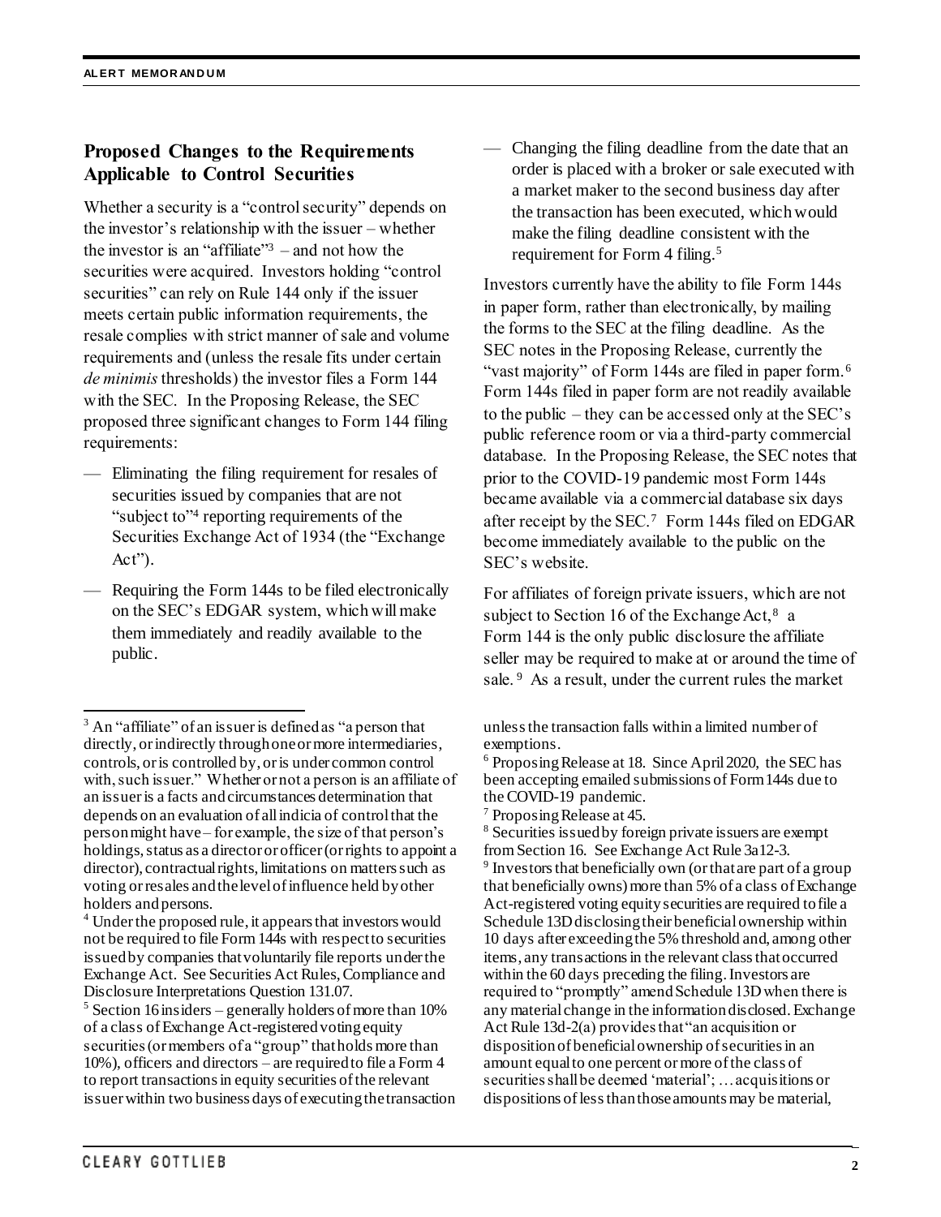## Proposed Changes to the Requirements Applicable to Control Securities

Whether a security is a "control security" depends on the investor's relationship with the issuer – whether the investor is an "affiliate"[3] – and not how the securities were acquired. Investors holding "control securities" can rely on Rule 144 only if the issuer meets certain public information requirements, the resale complies with strict manner of sale and volume requirements and (unless the resale fits under certain *de minimis* thresholds) the investor files a Form 144 with the SEC. In the Proposing Release, the SEC proposed three significant changes to Form 144 filing requirements:

- Eliminating the filing requirement for resales of securities issued by companies that are not "subject to"[4] reporting requirements of the Securities Exchange Act of 1934 (the "Exchange Act").
- Requiring the Form 144s to be filed electronically on the SEC's EDGAR system, which will make them immediately and readily available to the public.
- Changing the filing deadline from the date that an order is placed with a broker or sale executed with a market maker to the second business day after the transaction has been executed, which would make the filing deadline consistent with the requirement for Form 4 filing.[5]

Investors currently have the ability to file Form 144s in paper form, rather than electronically, by mailing the forms to the SEC at the filing deadline. As the SEC notes in the Proposing Release, currently the "vast majority" of Form 144s are filed in paper form.[6] Form 144s filed in paper form are not readily available to the public – they can be accessed only at the SEC's public reference room or via a third-party commercial database. In the Proposing Release, the SEC notes that prior to the COVID-19 pandemic most Form 144s became available via a commercial database six days after receipt by the SEC.[7] Form 144s filed on EDGAR become immediately available to the public on the SEC's website.

For affiliates of foreign private issuers, which are not subject to Section 16 of the Exchange Act,[8] a Form 144 is the only public disclosure the affiliate seller may be required to make at or around the time of sale.[9] As a result, under the current rules the market

---

[3] An "affiliate" of an issuer is defined as "a person that directly, or indirectly through one or more intermediaries, controls, or is controlled by, or is under common control with, such issuer." Whether or not a person is an affiliate of an issuer is a facts and circumstances determination that depends on an evaluation of all indicia of control that the person might have – for example, the size of that person's holdings, status as a director or officer (or rights to appoint a director), contractual rights, limitations on matters such as voting or resales and the level of influence held by other holders and persons.

[4] Under the proposed rule, it appears that investors would not be required to file Form 144s with respect to securities issued by companies that voluntarily file reports under the Exchange Act. See Securities Act Rules, Compliance and Disclosure Interpretations Question 131.07.

[5] Section 16 insiders – generally holders of more than 10% of a class of Exchange Act-registered voting equity securities (or members of a "group" that holds more than 10%), officers and directors – are required to file a Form 4 to report transactions in equity securities of the relevant issuer within two business days of executing the transaction unless the transaction falls within a limited number of exemptions.

[6] Proposing Release at 18. Since April 2020, the SEC has been accepting emailed submissions of Form 144s due to the COVID-19 pandemic.

[7] Proposing Release at 45.

[8] Securities issued by foreign private issuers are exempt from Section 16. See Exchange Act Rule 3a12-3.

[9] Investors that beneficially own (or that are part of a group that beneficially owns) more than 5% of a class of Exchange Act-registered voting equity securities are required to file a Schedule 13D disclosing their beneficial ownership within 10 days after exceeding the 5% threshold and, among other items, any transactions in the relevant class that occurred within the 60 days preceding the filing. Investors are required to "promptly" amend Schedule 13D when there is any material change in the information disclosed. Exchange Act Rule 13d-2(a) provides that "an acquisition or disposition of beneficial ownership of securities in an amount equal to one percent or more of the class of securities shall be deemed 'material'; … acquisitions or dispositions of less than those amounts may be material,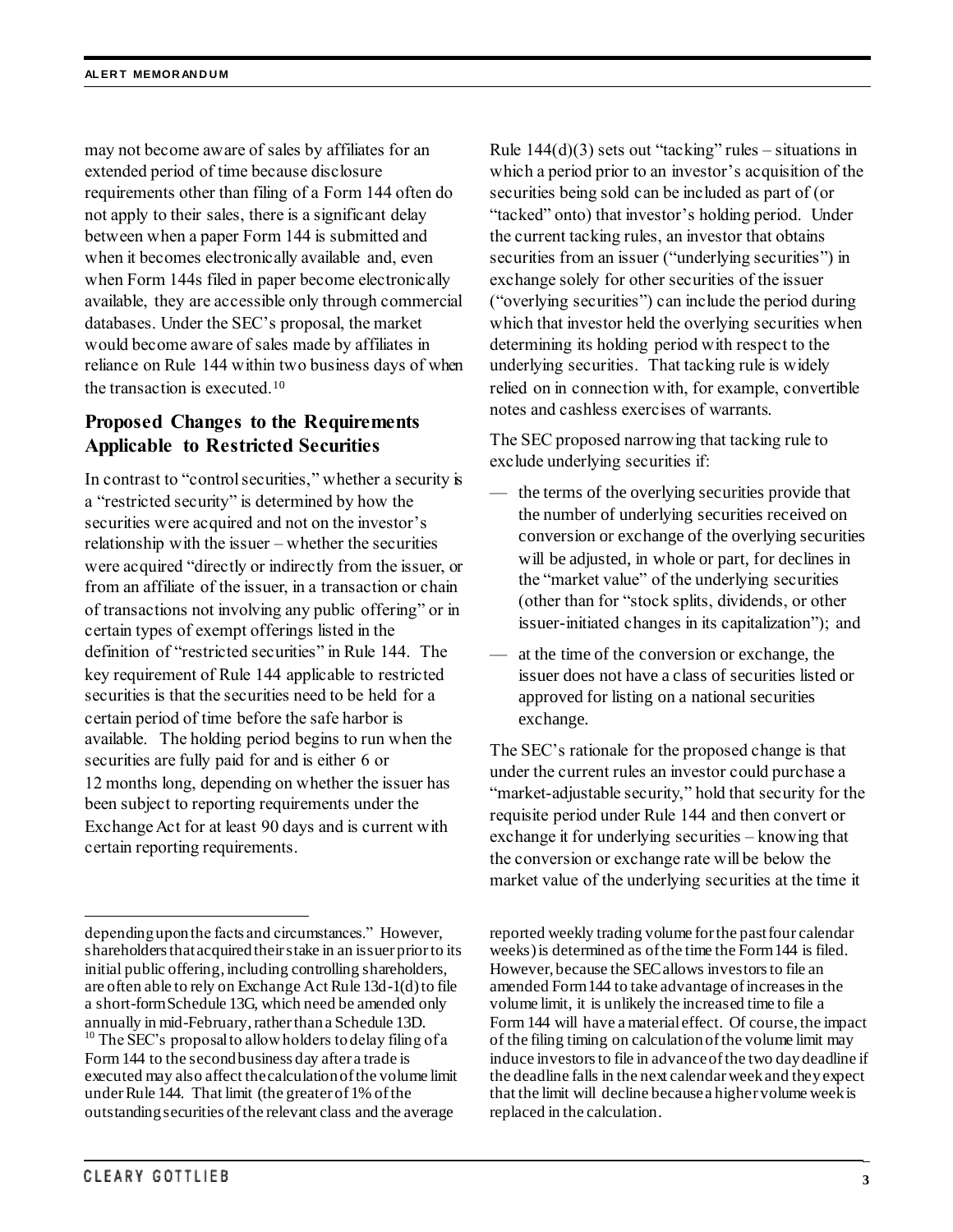may not become aware of sales by affiliates for an extended period of time because disclosure requirements other than filing of a Form 144 often do not apply to their sales, there is a significant delay between when a paper Form 144 is submitted and when it becomes electronically available and, even when Form 144s filed in paper become electronically available, they are accessible only through commercial databases. Under the SEC's proposal, the market would become aware of sales made by affiliates in reliance on Rule 144 within two business days of when the transaction is executed.[10]

## Proposed Changes to the Requirements Applicable to Restricted Securities

In contrast to "control securities," whether a security is a "restricted security" is determined by how the securities were acquired and not on the investor's relationship with the issuer – whether the securities were acquired "directly or indirectly from the issuer, or from an affiliate of the issuer, in a transaction or chain of transactions not involving any public offering" or in certain types of exempt offerings listed in the definition of "restricted securities" in Rule 144. The key requirement of Rule 144 applicable to restricted securities is that the securities need to be held for a certain period of time before the safe harbor is available. The holding period begins to run when the securities are fully paid for and is either 6 or 12 months long, depending on whether the issuer has been subject to reporting requirements under the Exchange Act for at least 90 days and is current with certain reporting requirements.

Rule 144(d)(3) sets out "tacking" rules – situations in which a period prior to an investor's acquisition of the securities being sold can be included as part of (or "tacked" onto) that investor's holding period. Under the current tacking rules, an investor that obtains securities from an issuer ("underlying securities") in exchange solely for other securities of the issuer ("overlying securities") can include the period during which that investor held the overlying securities when determining its holding period with respect to the underlying securities. That tacking rule is widely relied on in connection with, for example, convertible notes and cashless exercises of warrants.

The SEC proposed narrowing that tacking rule to exclude underlying securities if:

- the terms of the overlying securities provide that the number of underlying securities received on conversion or exchange of the overlying securities will be adjusted, in whole or part, for declines in the "market value" of the underlying securities (other than for "stock splits, dividends, or other issuer-initiated changes in its capitalization"); and
- at the time of the conversion or exchange, the issuer does not have a class of securities listed or approved for listing on a national securities exchange.

The SEC's rationale for the proposed change is that under the current rules an investor could purchase a "market-adjustable security," hold that security for the requisite period under Rule 144 and then convert or exchange it for underlying securities – knowing that the conversion or exchange rate will be below the market value of the underlying securities at the time it

---

depending upon the facts and circumstances." However, shareholders that acquired their stake in an issuer prior to its initial public offering, including controlling shareholders, are often able to rely on Exchange Act Rule 13d-1(d) to file a short-form Schedule 13G, which need be amended only annually in mid-February, rather than a Schedule 13D.

[10] The SEC's proposal to allow holders to delay filing of a Form 144 to the second business day after a trade is executed may also affect the calculation of the volume limit under Rule 144. That limit (the greater of 1% of the outstanding securities of the relevant class and the average reported weekly trading volume for the past four calendar weeks) is determined as of the time the Form 144 is filed. However, because the SEC allows investors to file an amended Form 144 to take advantage of increases in the volume limit, it is unlikely the increased time to file a Form 144 will have a material effect. Of course, the impact of the filing timing on calculation of the volume limit may induce investors to file in advance of the two day deadline if the deadline falls in the next calendar week and they expect that the limit will decline because a higher volume week is replaced in the calculation.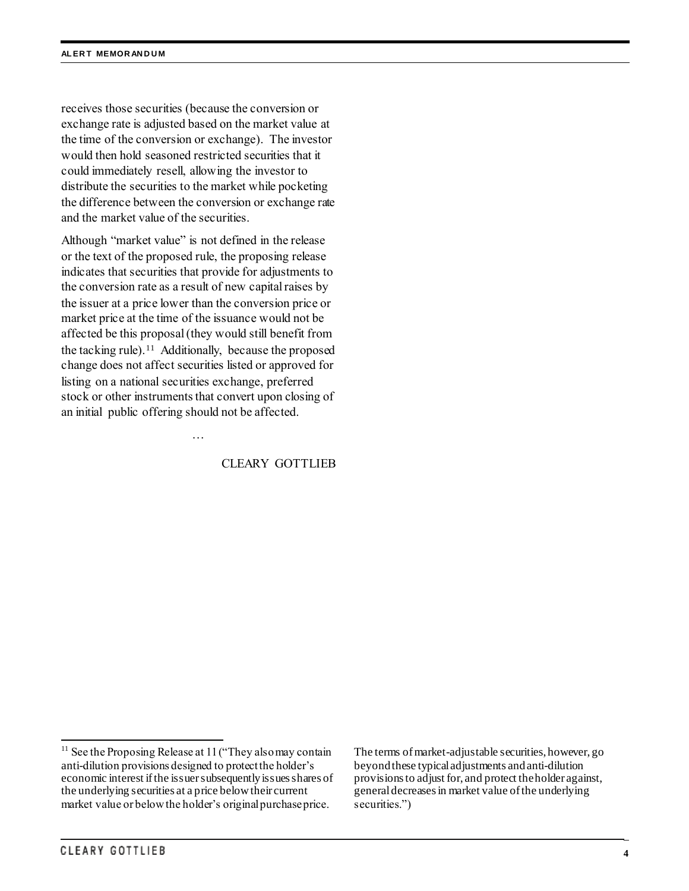receives those securities (because the conversion or exchange rate is adjusted based on the market value at the time of the conversion or exchange). The investor would then hold seasoned restricted securities that it could immediately resell, allowing the investor to distribute the securities to the market while pocketing the difference between the conversion or exchange rate and the market value of the securities.

Although "market value" is not defined in the release or the text of the proposed rule, the proposing release indicates that securities that provide for adjustments to the conversion rate as a result of new capital raises by the issuer at a price lower than the conversion price or market price at the time of the issuance would not be affected be this proposal (they would still benefit from the tacking rule).[11] Additionally, because the proposed change does not affect securities listed or approved for listing on a national securities exchange, preferred stock or other instruments that convert upon closing of an initial public offering should not be affected.

…

CLEARY GOTTLIEB

[11] See the Proposing Release at 11 ("They also may contain anti-dilution provisions designed to protect the holder's economic interest if the issuer subsequently issues shares of the underlying securities at a price below their current market value or below the holder's original purchase price. The terms of market-adjustable securities, however, go beyond these typical adjustments and anti-dilution provisions to adjust for, and protect the holder against, general decreases in market value of the underlying securities.")